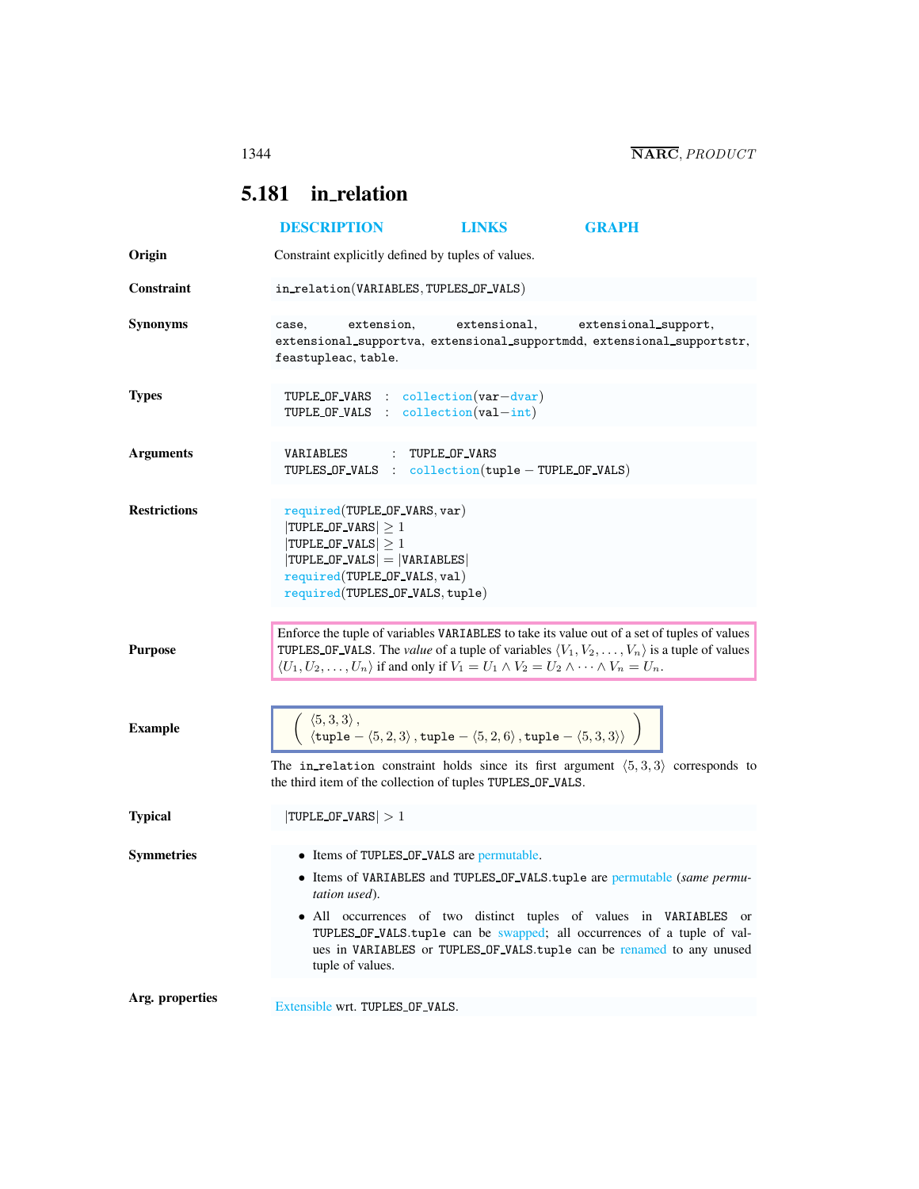## 5.181 in_relation

DESCRIPTION LINKS GRAPH

**Origin**

Constraint explicitly defined by tuples of values.

**Constraint**

in_relation(VARIABLES, TUPLES_OF_VALS)

**Synonyms**

case, extension, extensional, extensional_support, extensional_supportva, extensional_supportmdd, extensional_supportstr, feastupleac, table.

**Types**

TUPLE_OF_VARS : collection(var−dvar)
TUPLE_OF_VALS : collection(val−int)

**Arguments**

VARIABLES : TUPLE_OF_VARS
TUPLES_OF_VALS : collection(tuple − TUPLE_OF_VALS)

**Restrictions**

required(TUPLE_OF_VARS, var)
|TUPLE_OF_VARS| ≥ 1
|TUPLE_OF_VALS| ≥ 1
|TUPLE_OF_VALS| = |VARIABLES|
required(TUPLE_OF_VALS, val)
required(TUPLES_OF_VALS, tuple)

**Purpose**

Enforce the tuple of variables VARIABLES to take its value out of a set of tuples of values TUPLES_OF_VALS. The *value* of a tuple of variables $\langle V_1, V_2, \ldots, V_n \rangle$ is a tuple of values $\langle U_1, U_2, \ldots, U_n \rangle$ if and only if $V_1 = U_1 \wedge V_2 = U_2 \wedge \cdots \wedge V_n = U_n$.

**Example**

$$\left( \begin{array}{l} \langle 5, 3, 3 \rangle, \\ \langle \texttt{tuple} - \langle 5, 2, 3 \rangle, \texttt{tuple} - \langle 5, 2, 6 \rangle, \texttt{tuple} - \langle 5, 3, 3 \rangle \rangle \end{array} \right)$$

The in_relation constraint holds since its first argument $\langle 5, 3, 3 \rangle$ corresponds to the third item of the collection of tuples TUPLES_OF_VALS.

**Typical**

|TUPLE_OF_VARS| > 1

**Symmetries**

- Items of TUPLES_OF_VALS are permutable.
- Items of VARIABLES and TUPLES_OF_VALS.tuple are permutable (*same permutation used*).
- All occurrences of two distinct tuples of values in VARIABLES or TUPLES_OF_VALS.tuple can be swapped; all occurrences of a tuple of values in VARIABLES or TUPLES_OF_VALS.tuple can be renamed to any unused tuple of values.

**Arg. properties**

Extensible wrt. TUPLES_OF_VALS.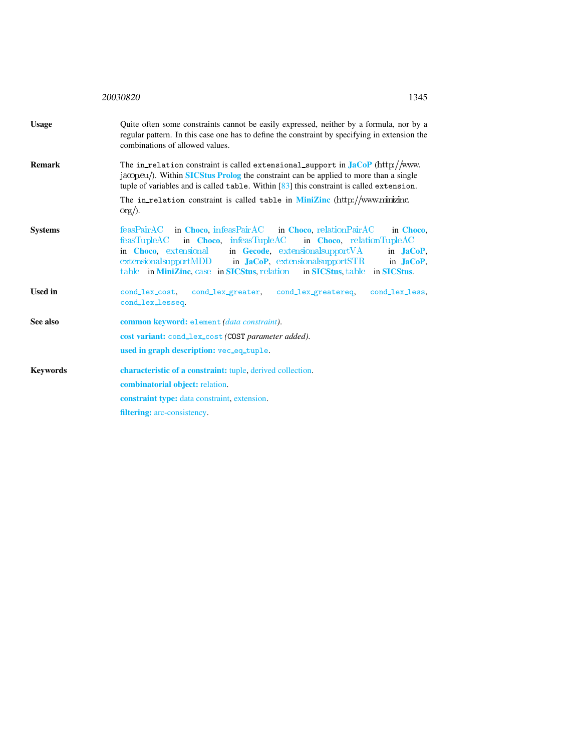**Usage**

Quite often some constraints cannot be easily expressed, neither by a formula, nor by a regular pattern. In this case one has to define the constraint by specifying in extension the combinations of allowed values.

**Remark**

The in_relation constraint is called extensional_support in **JaCoP** (http://www.jacop.eu/). Within **SICStus Prolog** the constraint can be applied to more than a single tuple of variables and is called table. Within [83] this constraint is called extension.

The in_relation constraint is called table in **MiniZinc** (http://www.minizinc.org/).

**Systems**

feasPairAC in **Choco**, infeasPairAC in **Choco**, relationPairAC in **Choco**, feasTupleAC in **Choco**, infeasTupleAC in **Choco**, relationTupleAC in **Choco**, extensional in **Gecode**, extensionalsupportVA in **JaCoP**, extensionalsupportMDD in **JaCoP**, extensionalsupportSTR in **JaCoP**, table in **MiniZinc**, case in **SICStus**, relation in **SICStus**, table in **SICStus**.

**Used in**

cond_lex_cost, cond_lex_greater, cond_lex_greatereq, cond_lex_less, cond_lex_lesseq.

**See also**

**common keyword:** element *(data constraint)*.

**cost variant:** cond_lex_cost *(*COST *parameter added)*.

**used in graph description:** vec_eq_tuple.

**Keywords**

**characteristic of a constraint:** tuple, derived collection.

**combinatorial object:** relation.

**constraint type:** data constraint, extension.

**filtering:** arc-consistency.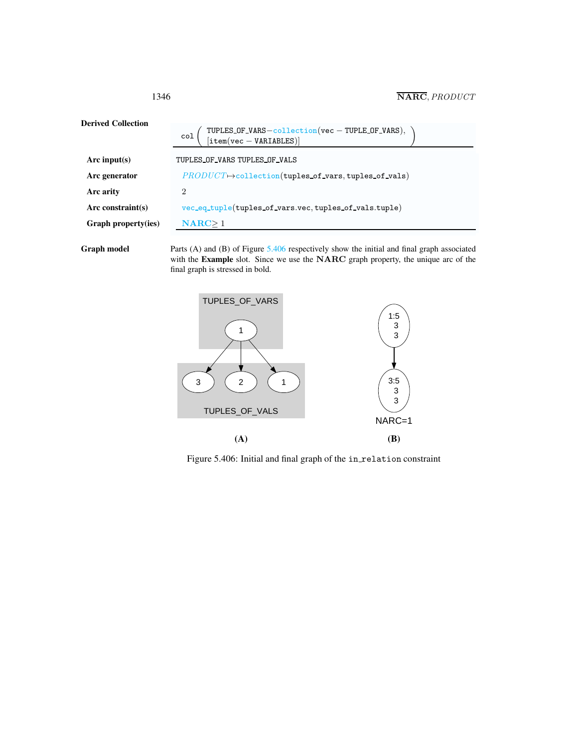**Derived Collection**

col ( TUPLES_OF_VARS−collection(vec − TUPLE_OF_VARS), [item(vec − VARIABLES)] )

| | |
|---|---|
| **Arc input(s)** | TUPLES_OF_VARS TUPLES_OF_VALS |
| **Arc generator** | *PRODUCT*↦collection(tuples_of_vars, tuples_of_vals) |
| **Arc arity** | 2 |
| **Arc constraint(s)** | vec_eq_tuple(tuples_of_vars.vec, tuples_of_vals.tuple) |
| **Graph property(ies)** | **NARC**≥ 1 |

**Graph model**

Parts (A) and (B) of Figure 5.406 respectively show the initial and final graph associated with the **Example** slot. Since we use the **NARC** graph property, the unique arc of the final graph is stressed in bold.

Figure 5.406: Initial and final graph of the in_relation constraint